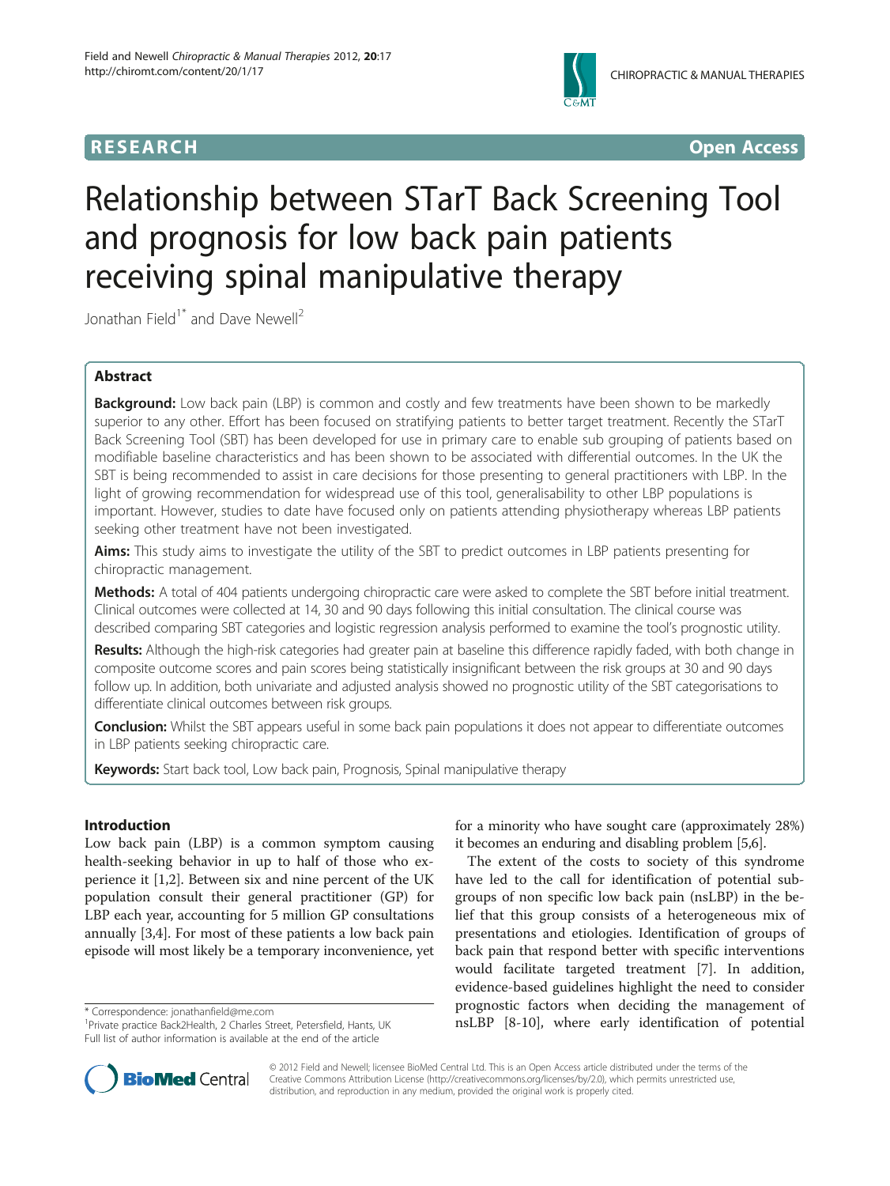**RESEARCH** **Open Access**

# Relationship between STarT Back Screening Tool and prognosis for low back pain patients receiving spinal manipulative therapy

Jonathan Field[1*] and Dave Newell[2]

## Abstract

**Background:** Low back pain (LBP) is common and costly and few treatments have been shown to be markedly superior to any other. Effort has been focused on stratifying patients to better target treatment. Recently the STarT Back Screening Tool (SBT) has been developed for use in primary care to enable sub grouping of patients based on modifiable baseline characteristics and has been shown to be associated with differential outcomes. In the UK the SBT is being recommended to assist in care decisions for those presenting to general practitioners with LBP. In the light of growing recommendation for widespread use of this tool, generalisability to other LBP populations is important. However, studies to date have focused only on patients attending physiotherapy whereas LBP patients seeking other treatment have not been investigated.

**Aims:** This study aims to investigate the utility of the SBT to predict outcomes in LBP patients presenting for chiropractic management.

**Methods:** A total of 404 patients undergoing chiropractic care were asked to complete the SBT before initial treatment. Clinical outcomes were collected at 14, 30 and 90 days following this initial consultation. The clinical course was described comparing SBT categories and logistic regression analysis performed to examine the tool's prognostic utility.

**Results:** Although the high-risk categories had greater pain at baseline this difference rapidly faded, with both change in composite outcome scores and pain scores being statistically insignificant between the risk groups at 30 and 90 days follow up. In addition, both univariate and adjusted analysis showed no prognostic utility of the SBT categorisations to differentiate clinical outcomes between risk groups.

**Conclusion:** Whilst the SBT appears useful in some back pain populations it does not appear to differentiate outcomes in LBP patients seeking chiropractic care.

**Keywords:** Start back tool, Low back pain, Prognosis, Spinal manipulative therapy

## Introduction

Low back pain (LBP) is a common symptom causing health-seeking behavior in up to half of those who experience it [1,2]. Between six and nine percent of the UK population consult their general practitioner (GP) for LBP each year, accounting for 5 million GP consultations annually [3,4]. For most of these patients a low back pain episode will most likely be a temporary inconvenience, yet for a minority who have sought care (approximately 28%) it becomes an enduring and disabling problem [5,6].

The extent of the costs to society of this syndrome have led to the call for identification of potential subgroups of non specific low back pain (nsLBP) in the belief that this group consists of a heterogeneous mix of presentations and etiologies. Identification of groups of back pain that respond better with specific interventions would facilitate targeted treatment [7]. In addition, evidence-based guidelines highlight the need to consider prognostic factors when deciding the management of nsLBP [8-10], where early identification of potential

\* Correspondence: jonathanfield@me.com
[1]Private practice Back2Health, 2 Charles Street, Petersfield, Hants, UK
Full list of author information is available at the end of the article

© 2012 Field and Newell; licensee BioMed Central Ltd. This is an Open Access article distributed under the terms of the Creative Commons Attribution License (http://creativecommons.org/licenses/by/2.0), which permits unrestricted use, distribution, and reproduction in any medium, provided the original work is properly cited.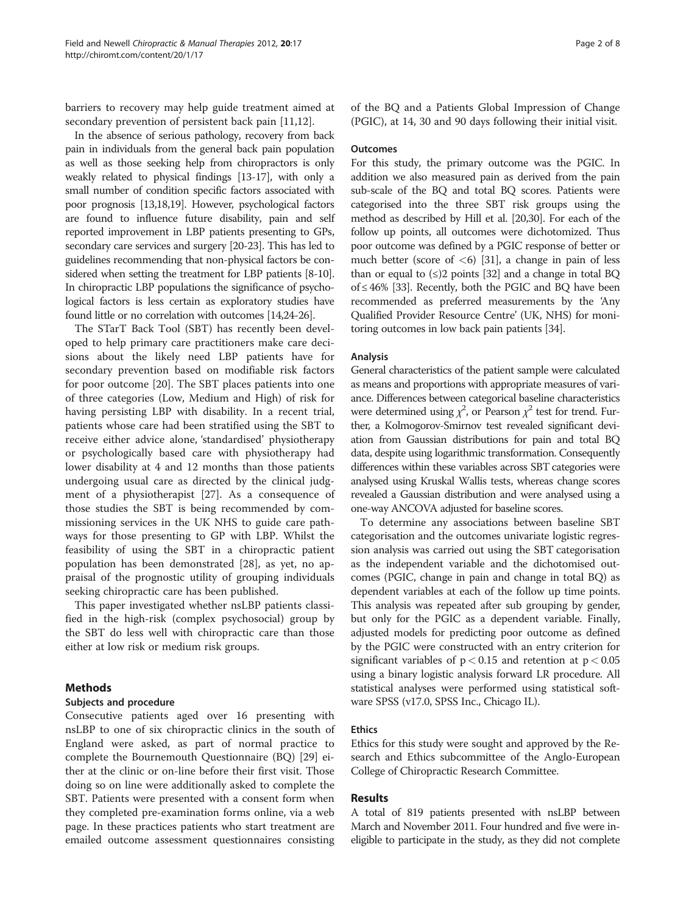barriers to recovery may help guide treatment aimed at secondary prevention of persistent back pain [11,12].

In the absence of serious pathology, recovery from back pain in individuals from the general back pain population as well as those seeking help from chiropractors is only weakly related to physical findings [13-17], with only a small number of condition specific factors associated with poor prognosis [13,18,19]. However, psychological factors are found to influence future disability, pain and self reported improvement in LBP patients presenting to GPs, secondary care services and surgery [20-23]. This has led to guidelines recommending that non-physical factors be considered when setting the treatment for LBP patients [8-10]. In chiropractic LBP populations the significance of psychological factors is less certain as exploratory studies have found little or no correlation with outcomes [14,24-26].

The STarT Back Tool (SBT) has recently been developed to help primary care practitioners make care decisions about the likely need LBP patients have for secondary prevention based on modifiable risk factors for poor outcome [20]. The SBT places patients into one of three categories (Low, Medium and High) of risk for having persisting LBP with disability. In a recent trial, patients whose care had been stratified using the SBT to receive either advice alone, 'standardised' physiotherapy or psychologically based care with physiotherapy had lower disability at 4 and 12 months than those patients undergoing usual care as directed by the clinical judgment of a physiotherapist [27]. As a consequence of those studies the SBT is being recommended by commissioning services in the UK NHS to guide care pathways for those presenting to GP with LBP. Whilst the feasibility of using the SBT in a chiropractic patient population has been demonstrated [28], as yet, no appraisal of the prognostic utility of grouping individuals seeking chiropractic care has been published.

This paper investigated whether nsLBP patients classified in the high-risk (complex psychosocial) group by the SBT do less well with chiropractic care than those either at low risk or medium risk groups.

## Methods

### Subjects and procedure

Consecutive patients aged over 16 presenting with nsLBP to one of six chiropractic clinics in the south of England were asked, as part of normal practice to complete the Bournemouth Questionnaire (BQ) [29] either at the clinic or on-line before their first visit. Those doing so on line were additionally asked to complete the SBT. Patients were presented with a consent form when they completed pre-examination forms online, via a web page. In these practices patients who start treatment are emailed outcome assessment questionnaires consisting of the BQ and a Patients Global Impression of Change (PGIC), at 14, 30 and 90 days following their initial visit.

### Outcomes

For this study, the primary outcome was the PGIC. In addition we also measured pain as derived from the pain sub-scale of the BQ and total BQ scores. Patients were categorised into the three SBT risk groups using the method as described by Hill et al. [20,30]. For each of the follow up points, all outcomes were dichotomized. Thus poor outcome was defined by a PGIC response of better or much better (score of $<6$) [31], a change in pain of less than or equal to ($\leq$)2 points [32] and a change in total BQ of $\leq 46\%$ [33]. Recently, both the PGIC and BQ have been recommended as preferred measurements by the 'Any Qualified Provider Resource Centre' (UK, NHS) for monitoring outcomes in low back pain patients [34].

### Analysis

General characteristics of the patient sample were calculated as means and proportions with appropriate measures of variance. Differences between categorical baseline characteristics were determined using $\chi^2$, or Pearson $\chi^2$ test for trend. Further, a Kolmogorov-Smirnov test revealed significant deviation from Gaussian distributions for pain and total BQ data, despite using logarithmic transformation. Consequently differences within these variables across SBT categories were analysed using Kruskal Wallis tests, whereas change scores revealed a Gaussian distribution and were analysed using a one-way ANCOVA adjusted for baseline scores.

To determine any associations between baseline SBT categorisation and the outcomes univariate logistic regression analysis was carried out using the SBT categorisation as the independent variable and the dichotomised outcomes (PGIC, change in pain and change in total BQ) as dependent variables at each of the follow up time points. This analysis was repeated after sub grouping by gender, but only for the PGIC as a dependent variable. Finally, adjusted models for predicting poor outcome as defined by the PGIC were constructed with an entry criterion for significant variables of $p < 0.15$ and retention at $p < 0.05$ using a binary logistic analysis forward LR procedure. All statistical analyses were performed using statistical software SPSS (v17.0, SPSS Inc., Chicago IL).

### Ethics

Ethics for this study were sought and approved by the Research and Ethics subcommittee of the Anglo-European College of Chiropractic Research Committee.

## Results

A total of 819 patients presented with nsLBP between March and November 2011. Four hundred and five were ineligible to participate in the study, as they did not complete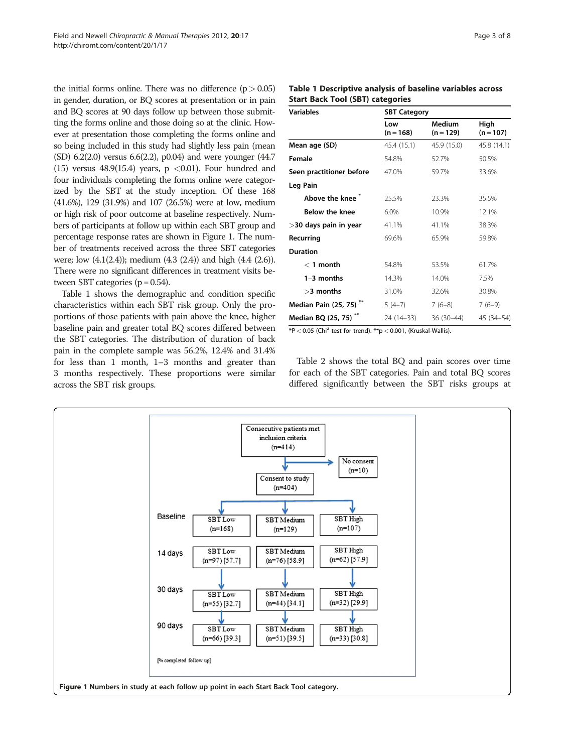the initial forms online. There was no difference ($p > 0.05$) in gender, duration, or BQ scores at presentation or in pain and BQ scores at 90 days follow up between those submitting the forms online and those doing so at the clinic. However at presentation those completing the forms online and so being included in this study had slightly less pain (mean (SD) 6.2(2.0) versus 6.6(2.2), p0.04) and were younger (44.7 (15) versus 48.9(15.4) years, $p < 0.01$). Four hundred and four individuals completing the forms online were categorized by the SBT at the study inception. Of these 168 (41.6%), 129 (31.9%) and 107 (26.5%) were at low, medium or high risk of poor outcome at baseline respectively. Numbers of participants at follow up within each SBT group and percentage response rates are shown in Figure 1. The number of treatments received across the three SBT categories were; low (4.1(2.4)); medium (4.3 (2.4)) and high (4.4 (2.6)). There were no significant differences in treatment visits between SBT categories ($p = 0.54$).

Table 1 shows the demographic and condition specific characteristics within each SBT risk group. Only the proportions of those patients with pain above the knee, higher baseline pain and greater total BQ scores differed between the SBT categories. The distribution of duration of back pain in the complete sample was 56.2%, 12.4% and 31.4% for less than 1 month, 1–3 months and greater than 3 months respectively. These proportions were similar across the SBT risk groups.

**Table 1 Descriptive analysis of baseline variables across Start Back Tool (SBT) categories**

| Variables | SBT Category | | |
|---|---|---|---|
| | Low (n = 168) | Medium (n = 129) | High (n = 107) |
| **Mean age (SD)** | 45.4 (15.1) | 45.9 (15.0) | 45.8 (14.1) |
| **Female** | 54.8% | 52.7% | 50.5% |
| **Seen practitioner before** | 47.0% | 59.7% | 33.6% |
| **Leg Pain** | | | |
| **Above the knee** * | 25.5% | 23.3% | 35.5% |
| **Below the knee** | 6.0% | 10.9% | 12.1% |
| **>30 days pain in year** | 41.1% | 41.1% | 38.3% |
| **Recurring** | 69.6% | 65.9% | 59.8% |
| **Duration** | | | |
| **< 1 month** | 54.8% | 53.5% | 61.7% |
| **1–3 months** | 14.3% | 14.0% | 7.5% |
| **>3 months** | 31.0% | 32.6% | 30.8% |
| **Median Pain (25, 75)** ** | 5 (4–7) | 7 (6–8) | 7 (6–9) |
| **Median BQ (25, 75)** ** | 24 (14–33) | 36 (30–44) | 45 (34–54) |

*$P < 0.05$ ($Chi^2$ test for trend). **$p < 0.001$, (Kruskal-Wallis).

Table 2 shows the total BQ and pain scores over time for each of the SBT categories. Pain and total BQ scores differed significantly between the SBT risks groups at

Consecutive patients met inclusion criteria (n=414) → No consent (n=10); Consent to study (n=404)

| | | | |
|---|---|---|---|
| Baseline | SBT Low (n=168) | SBT Medium (n=129) | SBT High (n=107) |
| 14 days | SBT Low (n=97) [57.7] | SBT Medium (n=76) [58.9] | SBT High (n=62) [57.9] |
| 30 days | SBT Low (n=55) [32.7] | SBT Medium (n=44) [34.1] | SBT High (n=32) [29.9] |
| 90 days | SBT Low (n=66) [39.3] | SBT Medium (n=51) [39.5] | SBT High (n=33) [30.8] |

[% completed follow up]

**Figure 1** Numbers in study at each follow up point in each Start Back Tool category.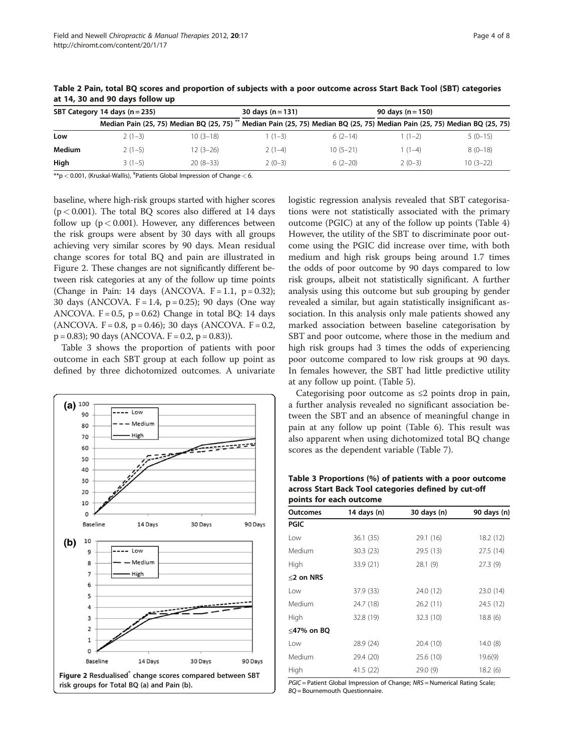**Table 2 Pain, total BQ scores and proportion of subjects with a poor outcome across Start Back Tool (SBT) categories at 14, 30 and 90 days follow up**

| SBT Category | 14 days (n = 235) | | 30 days (n = 131) | | 90 days (n = 150) | |
|---|---|---|---|---|---|---|
| | Median Pain (25, 75) | Median BQ (25, 75) ** | Median Pain (25, 75) | Median BQ (25, 75) | Median Pain (25, 75) | Median BQ (25, 75) |
| **Low** | 2 (1–3) | 10 (3–18) | 1 (1–3) | 6 (2–14) | 1 (1–2) | 5 (0–15) |
| **Medium** | 2 (1–5) | 12 (3–26) | 2 (1–4) | 10 (5–21) | 1 (1–4) | 8 (0–18) |
| **High** | 3 (1–5) | 20 (8–33) | 2 (0–3) | 6 (2–20) | 2 (0–3) | 10 (3–22) |

**p < 0.001, (Kruskal-Wallis), ¥Patients Global Impression of Change < 6.

baseline, where high-risk groups started with higher scores ($p < 0.001$). The total BQ scores also differed at 14 days follow up ($p < 0.001$). However, any differences between the risk groups were absent by 30 days with all groups achieving very similar scores by 90 days. Mean residual change scores for total BQ and pain are illustrated in Figure 2. These changes are not significantly different between risk categories at any of the follow up time points (Change in Pain: 14 days (ANCOVA. $F = 1.1$, $p = 0.32$); 30 days (ANCOVA. $F = 1.4$, $p = 0.25$); 90 days (One way ANCOVA. $F = 0.5$, $p = 0.62$) Change in total BQ: 14 days (ANCOVA. $F = 0.8$, $p = 0.46$); 30 days (ANCOVA. $F = 0.2$, $p = 0.83$); 90 days (ANCOVA. $F = 0.2$, $p = 0.83$)).

Table 3 shows the proportion of patients with poor outcome in each SBT group at each follow up point as defined by three dichotomized outcomes. A univariate logistic regression analysis revealed that SBT categorisations were not statistically associated with the primary outcome (PGIC) at any of the follow up points (Table 4) However, the utility of the SBT to discriminate poor outcome using the PGIC did increase over time, with both medium and high risk groups being around 1.7 times the odds of poor outcome by 90 days compared to low risk groups, albeit not statistically significant. A further analysis using this outcome but sub grouping by gender revealed a similar, but again statistically insignificant association. In this analysis only male patients showed any marked association between baseline categorisation by SBT and poor outcome, where those in the medium and high risk groups had 3 times the odds of experiencing poor outcome compared to low risk groups at 90 days. In females however, the SBT had little predictive utility at any follow up point. (Table 5).

Categorising poor outcome as ≤2 points drop in pain, a further analysis revealed no significant association between the SBT and an absence of meaningful change in pain at any follow up point (Table 6). This result was also apparent when using dichotomized total BQ change scores as the dependent variable (Table 7).

Figure 2 Resdualised* change scores compared between SBT risk groups for Total BQ (a) and Pain (b).

**Table 3 Proportions (%) of patients with a poor outcome across Start Back Tool categories defined by cut-off points for each outcome**

| Outcomes | 14 days (n) | 30 days (n) | 90 days (n) |
|---|---|---|---|
| **PGIC** | | | |
| Low | 36.1 (35) | 29.1 (16) | 18.2 (12) |
| Medium | 30.3 (23) | 29.5 (13) | 27.5 (14) |
| High | 33.9 (21) | 28.1 (9) | 27.3 (9) |
| **≤2 on NRS** | | | |
| Low | 37.9 (33) | 24.0 (12) | 23.0 (14) |
| Medium | 24.7 (18) | 26.2 (11) | 24.5 (12) |
| High | 32.8 (19) | 32.3 (10) | 18.8 (6) |
| **≤47% on BQ** | | | |
| Low | 28.9 (24) | 20.4 (10) | 14.0 (8) |
| Medium | 29.4 (20) | 25.6 (10) | 19.6(9) |
| High | 41.5 (22) | 29.0 (9) | 18.2 (6) |

*PGIC* = Patient Global Impression of Change; *NRS* = Numerical Rating Scale; *BQ* = Bournemouth Questionnaire.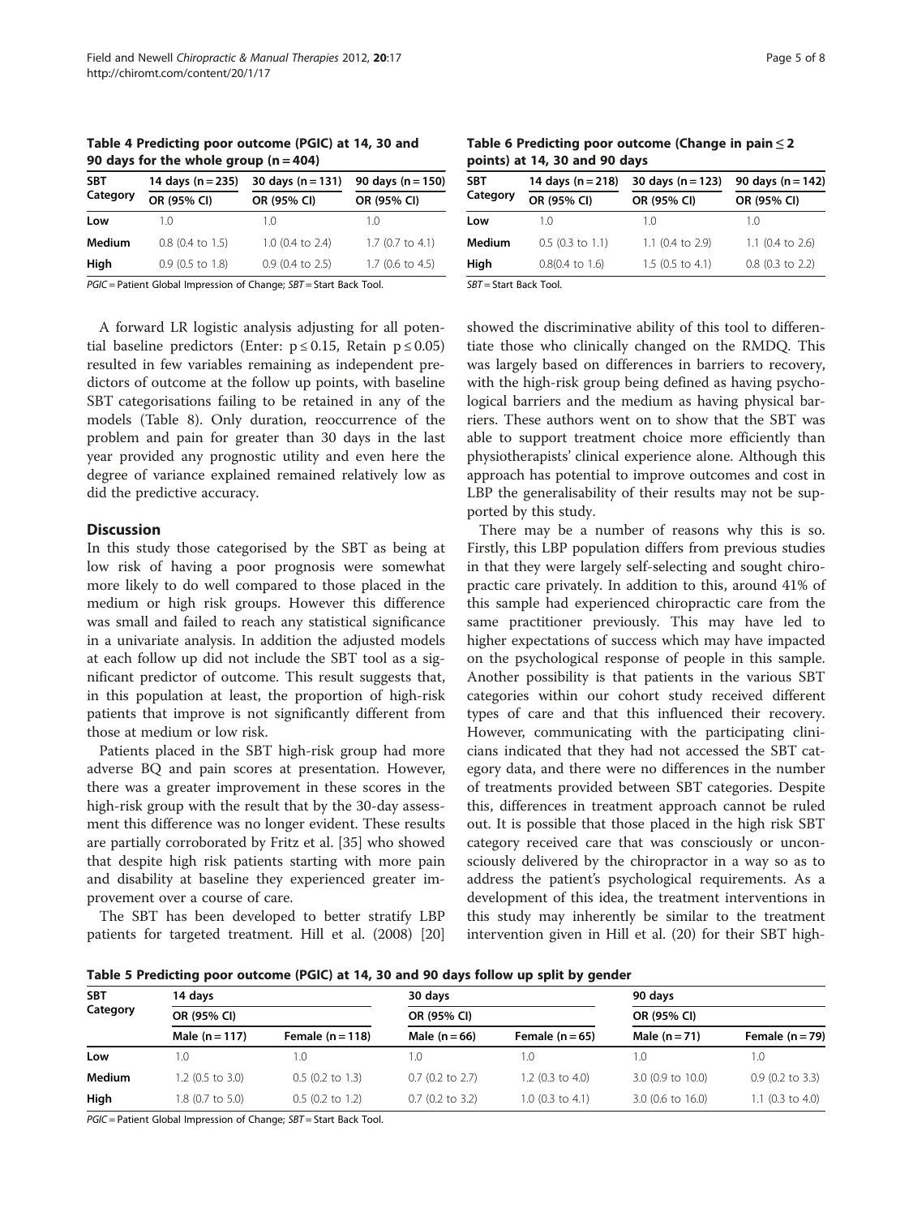**Table 4 Predicting poor outcome (PGIC) at 14, 30 and 90 days for the whole group (n = 404)**

| SBT Category | 14 days (n = 235) | 30 days (n = 131) | 90 days (n = 150) |
|---|---|---|---|
| | OR (95% CI) | OR (95% CI) | OR (95% CI) |
| Low | 1.0 | 1.0 | 1.0 |
| Medium | 0.8 (0.4 to 1.5) | 1.0 (0.4 to 2.4) | 1.7 (0.7 to 4.1) |
| High | 0.9 (0.5 to 1.8) | 0.9 (0.4 to 2.5) | 1.7 (0.6 to 4.5) |

PGIC = Patient Global Impression of Change; SBT = Start Back Tool.

A forward LR logistic analysis adjusting for all potential baseline predictors (Enter: $p \leq 0.15$, Retain $p \leq 0.05$) resulted in few variables remaining as independent predictors of outcome at the follow up points, with baseline SBT categorisations failing to be retained in any of the models (Table 8). Only duration, reoccurrence of the problem and pain for greater than 30 days in the last year provided any prognostic utility and even here the degree of variance explained remained relatively low as did the predictive accuracy.

## Discussion

In this study those categorised by the SBT as being at low risk of having a poor prognosis were somewhat more likely to do well compared to those placed in the medium or high risk groups. However this difference was small and failed to reach any statistical significance in a univariate analysis. In addition the adjusted models at each follow up did not include the SBT tool as a significant predictor of outcome. This result suggests that, in this population at least, the proportion of high-risk patients that improve is not significantly different from those at medium or low risk.

Patients placed in the SBT high-risk group had more adverse BQ and pain scores at presentation. However, there was a greater improvement in these scores in the high-risk group with the result that by the 30-day assessment this difference was no longer evident. These results are partially corroborated by Fritz et al. [35] who showed that despite high risk patients starting with more pain and disability at baseline they experienced greater improvement over a course of care.

The SBT has been developed to better stratify LBP patients for targeted treatment. Hill et al. (2008) [20] showed the discriminative ability of this tool to differentiate those who clinically changed on the RMDQ. This was largely based on differences in barriers to recovery, with the high-risk group being defined as having psychological barriers and the medium as having physical barriers. These authors went on to show that the SBT was able to support treatment choice more efficiently than physiotherapists' clinical experience alone. Although this approach has potential to improve outcomes and cost in LBP the generalisability of their results may not be supported by this study.

**Table 6 Predicting poor outcome (Change in pain ≤ 2 points) at 14, 30 and 90 days**

| SBT Category | 14 days (n = 218) | 30 days (n = 123) | 90 days (n = 142) |
|---|---|---|---|
| | OR (95% CI) | OR (95% CI) | OR (95% CI) |
| Low | 1.0 | 1.0 | 1.0 |
| Medium | 0.5 (0.3 to 1.1) | 1.1 (0.4 to 2.9) | 1.1 (0.4 to 2.6) |
| High | 0.8(0.4 to 1.6) | 1.5 (0.5 to 4.1) | 0.8 (0.3 to 2.2) |

SBT = Start Back Tool.

There may be a number of reasons why this is so. Firstly, this LBP population differs from previous studies in that they were largely self-selecting and sought chiropractic care privately. In addition to this, around 41% of this sample had experienced chiropractic care from the same practitioner previously. This may have led to higher expectations of success which may have impacted on the psychological response of people in this sample. Another possibility is that patients in the various SBT categories within our cohort study received different types of care and that this influenced their recovery. However, communicating with the participating clinicians indicated that they had not accessed the SBT category data, and there were no differences in the number of treatments provided between SBT categories. Despite this, differences in treatment approach cannot be ruled out. It is possible that those placed in the high risk SBT category received care that was consciously or unconsciously delivered by the chiropractor in a way so as to address the patient's psychological requirements. As a development of this idea, the treatment interventions in this study may inherently be similar to the treatment intervention given in Hill et al. (20) for their SBT high-

**Table 5 Predicting poor outcome (PGIC) at 14, 30 and 90 days follow up split by gender**

| SBT Category | 14 days | | 30 days | | 90 days | |
|---|---|---|---|---|---|---|
| | OR (95% CI) | | OR (95% CI) | | OR (95% CI) | |
| | Male (n = 117) | Female (n = 118) | Male (n = 66) | Female (n = 65) | Male (n = 71) | Female (n = 79) |
| Low | 1.0 | 1.0 | 1.0 | 1.0 | 1.0 | 1.0 |
| Medium | 1.2 (0.5 to 3.0) | 0.5 (0.2 to 1.3) | 0.7 (0.2 to 2.7) | 1.2 (0.3 to 4.0) | 3.0 (0.9 to 10.0) | 0.9 (0.2 to 3.3) |
| High | 1.8 (0.7 to 5.0) | 0.5 (0.2 to 1.2) | 0.7 (0.2 to 3.2) | 1.0 (0.3 to 4.1) | 3.0 (0.6 to 16.0) | 1.1 (0.3 to 4.0) |

PGIC = Patient Global Impression of Change; SBT = Start Back Tool.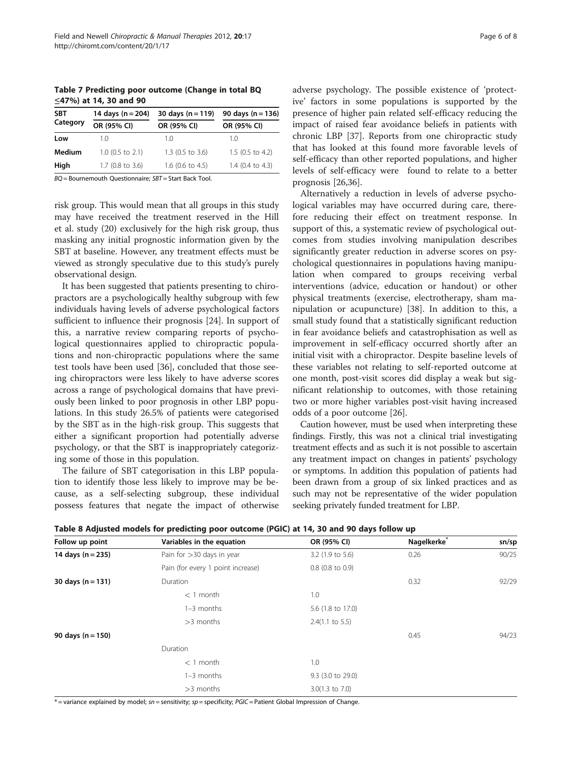**Table 7 Predicting poor outcome (Change in total BQ ≤47%) at 14, 30 and 90**

| SBT Category | 14 days (n = 204) | 30 days (n = 119) | 90 days (n = 136) |
|---|---|---|---|
| | OR (95% CI) | OR (95% CI) | OR (95% CI) |
| **Low** | 1.0 | 1.0 | 1.0 |
| **Medium** | 1.0 (0.5 to 2.1) | 1.3 (0.5 to 3.6) | 1.5 (0.5 to 4.2) |
| **High** | 1.7 (0.8 to 3.6) | 1.6 (0.6 to 4.5) | 1.4 (0.4 to 4.3) |

*BQ* = Bournemouth Questionnaire; *SBT* = Start Back Tool.

risk group. This would mean that all groups in this study may have received the treatment reserved in the Hill et al. study (20) exclusively for the high risk group, thus masking any initial prognostic information given by the SBT at baseline. However, any treatment effects must be viewed as strongly speculative due to this study's purely observational design.

It has been suggested that patients presenting to chiropractors are a psychologically healthy subgroup with few individuals having levels of adverse psychological factors sufficient to influence their prognosis [24]. In support of this, a narrative review comparing reports of psychological questionnaires applied to chiropractic populations and non-chiropractic populations where the same test tools have been used [36], concluded that those seeing chiropractors were less likely to have adverse scores across a range of psychological domains that have previously been linked to poor prognosis in other LBP populations. In this study 26.5% of patients were categorised by the SBT as in the high-risk group. This suggests that either a significant proportion had potentially adverse psychology, or that the SBT is inappropriately categorizing some of those in this population.

The failure of SBT categorisation in this LBP population to identify those less likely to improve may be because, as a self-selecting subgroup, these individual possess features that negate the impact of otherwise adverse psychology. The possible existence of 'protective' factors in some populations is supported by the presence of higher pain related self-efficacy reducing the impact of raised fear avoidance beliefs in patients with chronic LBP [37]. Reports from one chiropractic study that has looked at this found more favorable levels of self-efficacy than other reported populations, and higher levels of self-efficacy were found to relate to a better prognosis [26,36].

Alternatively a reduction in levels of adverse psychological variables may have occurred during care, therefore reducing their effect on treatment response. In support of this, a systematic review of psychological outcomes from studies involving manipulation describes significantly greater reduction in adverse scores on psychological questionnaires in populations having manipulation when compared to groups receiving verbal interventions (advice, education or handout) or other physical treatments (exercise, electrotherapy, sham manipulation or acupuncture) [38]. In addition to this, a small study found that a statistically significant reduction in fear avoidance beliefs and catastrophisation as well as improvement in self-efficacy occurred shortly after an initial visit with a chiropractor. Despite baseline levels of these variables not relating to self-reported outcome at one month, post-visit scores did display a weak but significant relationship to outcomes, with those retaining two or more higher variables post-visit having increased odds of a poor outcome [26].

Caution however, must be used when interpreting these findings. Firstly, this was not a clinical trial investigating treatment effects and as such it is not possible to ascertain any treatment impact on changes in patients' psychology or symptoms. In addition this population of patients had been drawn from a group of six linked practices and as such may not be representative of the wider population seeking privately funded treatment for LBP.

**Table 8 Adjusted models for predicting poor outcome (PGIC) at 14, 30 and 90 days follow up**

| Follow up point | Variables in the equation | OR (95% CI) | Nagelkerke* | sn/sp |
|---|---|---|---|---|
| **14 days (n = 235)** | Pain for >30 days in year | 3.2 (1.9 to 5.6) | 0.26 | 90/25 |
| | Pain (for every 1 point increase) | 0.8 (0.8 to 0.9) | | |
| **30 days (n = 131)** | Duration | | 0.32 | 92/29 |
| | < 1 month | 1.0 | | |
| | 1–3 months | 5.6 (1.8 to 17.0) | | |
| | >3 months | 2.4(1.1 to 5.5) | | |
| **90 days (n = 150)** | | | 0.45 | 94/23 |
| | Duration | | | |
| | < 1 month | 1.0 | | |
| | 1–3 months | 9.3 (3.0 to 29.0) | | |
| | >3 months | 3.0(1.3 to 7.0) | | |

* = variance explained by model; *sn* = sensitivity; *sp* = specificity; *PGIC* = Patient Global Impression of Change.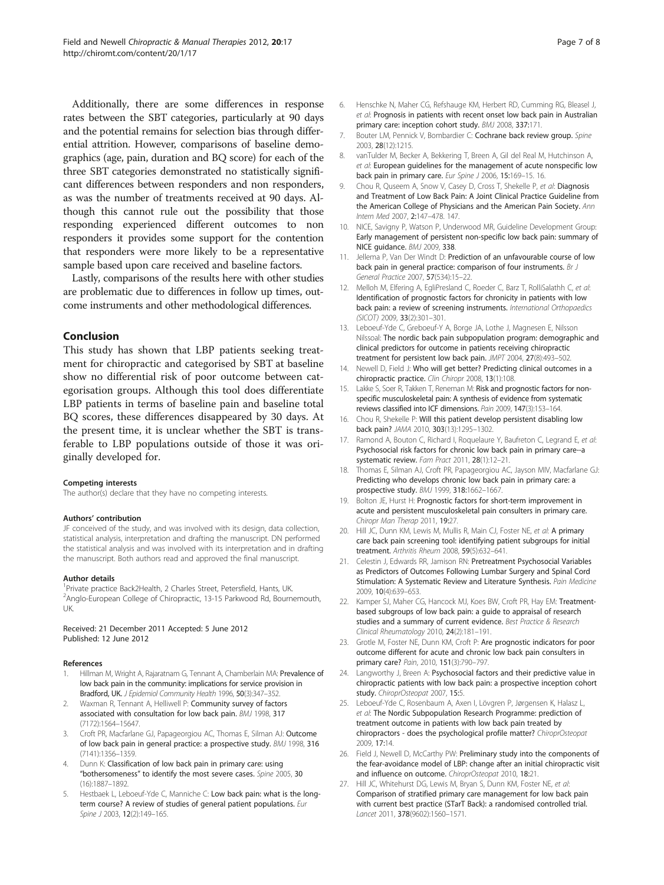Additionally, there are some differences in response rates between the SBT categories, particularly at 90 days and the potential remains for selection bias through differential attrition. However, comparisons of baseline demographics (age, pain, duration and BQ score) for each of the three SBT categories demonstrated no statistically significant differences between responders and non responders, as was the number of treatments received at 90 days. Although this cannot rule out the possibility that those responding experienced different outcomes to non responders it provides some support for the contention that responders were more likely to be a representative sample based upon care received and baseline factors.

Lastly, comparisons of the results here with other studies are problematic due to differences in follow up times, outcome instruments and other methodological differences.

## Conclusion

This study has shown that LBP patients seeking treatment for chiropractic and categorised by SBT at baseline show no differential risk of poor outcome between categorisation groups. Although this tool does differentiate LBP patients in terms of baseline pain and baseline total BQ scores, these differences disappeared by 30 days. At the present time, it is unclear whether the SBT is transferable to LBP populations outside of those it was originally developed for.

#### Competing interests

The author(s) declare that they have no competing interests.

#### Authors' contribution

JF conceived of the study, and was involved with its design, data collection, statistical analysis, interpretation and drafting the manuscript. DN performed the statistical analysis and was involved with its interpretation and in drafting the manuscript. Both authors read and approved the final manuscript.

#### Author details

[1]Private practice Back2Health, 2 Charles Street, Petersfield, Hants, UK. [2]Anglo-European College of Chiropractic, 13-15 Parkwood Rd, Bournemouth, UK.

Received: 21 December 2011 Accepted: 5 June 2012
Published: 12 June 2012

#### References

1. Hillman M, Wright A, Rajaratnam G, Tennant A, Chamberlain MA: **Prevalence of low back pain in the community: implications for service provision in Bradford, UK.** *J Epidemiol Community Health* 1996, **50**(3):347–352.
2. Waxman R, Tennant A, Helliwell P: **Community survey of factors associated with consultation for low back pain.** *BMJ* 1998, 317 (7172):1564–15647.
3. Croft PR, Macfarlane GJ, Papageorgiou AC, Thomas E, Silman AJ: **Outcome of low back pain in general practice: a prospective study.** *BMJ* 1998, 316 (7141):1356–1359.
4. Dunn K: **Classification of low back pain in primary care: using "bothersomeness" to identify the most severe cases.** *Spine* 2005, 30 (16):1887–1892.
5. Hestbaek L, Leboeuf-Yde C, Manniche C: **Low back pain: what is the long-term course? A review of studies of general patient populations.** *Eur Spine J* 2003, 12(2):149–165.
6. Henschke N, Maher CG, Refshauge KM, Herbert RD, Cumming RG, Bleasel J, *et al*: **Prognosis in patients with recent onset low back pain in Australian primary care: inception cohort study.** *BMJ* 2008, **337**:171.
7. Bouter LM, Pennick V, Bombardier C: **Cochrane back review group.** *Spine* 2003, **28**(12):1215.
8. vanTulder M, Becker A, Bekkering T, Breen A, Gil del Real M, Hutchinson A, *et al*: **European guidelines for the management of acute nonspecific low back pain in primary care.** *Eur Spine J* 2006, **15**:169–15. 16.
9. Chou R, Quseem A, Snow V, Casey D, Cross T, Shekelle P, *et al*: **Diagnosis and Treatment of Low Back Pain: A Joint Clinical Practice Guideline from the American College of Physicians and the American Pain Society.** *Ann Intern Med* 2007, **2**:147–478. 147.
10. NICE, Savigny P, Watson P, Underwood MR, Guideline Development Group: **Early management of persistent non-specific low back pain: summary of NICE guidance.** *BMJ* 2009, **338**.
11. Jellema P, Van Der Windt D: **Prediction of an unfavourable course of low back pain in general practice: comparison of four instruments.** *Br J General Practice* 2007, **57**(534):15–22.
12. Melloh M, Elfering A, EgliPresland C, Roeder C, Barz T, RolliSalathh C, *et al*: **Identification of prognostic factors for chronicity in patients with low back pain: a review of screening instruments.** *International Orthopaedics (SICOT)* 2009, **33**(2):301–301.
13. Leboeuf-Yde C, Greboeuf-Y A, Borge JA, Lothe J, Magnesen E, Nilsson Nilssoal: **The nordic back pain subpopulation program: demographic and clinical predictors for outcome in patients receiving chiropractic treatment for persistent low back pain.** *JMPT* 2004, **27**(8):493–502.
14. Newell D, Field J: **Who will get better? Predicting clinical outcomes in a chiropractic practice.** *Clin Chiropr* 2008, **13**(1):108.
15. Lakke S, Soer R, Takken T, Reneman M: **Risk and prognostic factors for non-specific musculoskeletal pain: A synthesis of evidence from systematic reviews classified into ICF dimensions.** *Pain* 2009, **147**(3):153–164.
16. Chou R, Shekelle P: **Will this patient develop persistent disabling low back pain?** *JAMA* 2010, **303**(13):1295–1302.
17. Ramond A, Bouton C, Richard I, Roquelaure Y, Baufreton C, Legrand E, *et al*: **Psychosocial risk factors for chronic low back pain in primary care--a systematic review.** *Fam Pract* 2011, **28**(1):12–21.
18. Thomas E, Silman AJ, Croft PR, Papageorgiou AC, Jayson MIV, Macfarlane GJ: **Predicting who develops chronic low back pain in primary care: a prospective study.** *BMJ* 1999, **318**:1662–1667.
19. Bolton JE, Hurst H: **Prognostic factors for short-term improvement in acute and persistent musculoskeletal pain consulters in primary care.** *Chiropr Man Therap* 2011, **19**:27.
20. Hill JC, Dunn KM, Lewis M, Mullis R, Main CJ, Foster NE, *et al*: **A primary care back pain screening tool: identifying patient subgroups for initial treatment.** *Arthritis Rheum* 2008, **59**(5):632–641.
21. Celestin J, Edwards RR, Jamison RN: **Pretreatment Psychosocial Variables as Predictors of Outcomes Following Lumbar Surgery and Spinal Cord Stimulation: A Systematic Review and Literature Synthesis.** *Pain Medicine* 2009, **10**(4):639–653.
22. Kamper SJ, Maher CG, Hancock MJ, Koes BW, Croft PR, Hay EM: **Treatment-based subgroups of low back pain: a guide to appraisal of research studies and a summary of current evidence.** *Best Practice & Research Clinical Rheumatology* 2010, **24**(2):181–191.
23. Grotle M, Foster NE, Dunn KM, Croft P: **Are prognostic indicators for poor outcome different for acute and chronic low back pain consulters in primary care?** *Pain*, 2010, **151**(3):790–797.
24. Langworthy J, Breen A: **Psychosocial factors and their predictive value in chiropractic patients with low back pain: a prospective inception cohort study.** *ChiroprOsteopat* 2007, **15**:5.
25. Leboeuf-Yde C, Rosenbaum A, Axen I, Lövgren P, Jørgensen K, Halasz L, *et al*: **The Nordic Subpopulation Research Programme: prediction of treatment outcome in patients with low back pain treated by chiropractors - does the psychological profile matter?** *ChiroprOsteopat* 2009, **17**:14.
26. Field J, Newell D, McCarthy PW: **Preliminary study into the components of the fear-avoidance model of LBP: change after an initial chiropractic visit and influence on outcome.** *ChiroprOsteopat* 2010, **18**:21.
27. Hill JC, Whitehurst DG, Lewis M, Bryan S, Dunn KM, Foster NE, *et al*: **Comparison of stratified primary care management for low back pain with current best practice (STarT Back): a randomised controlled trial.** *Lancet* 2011, **378**(9602):1560–1571.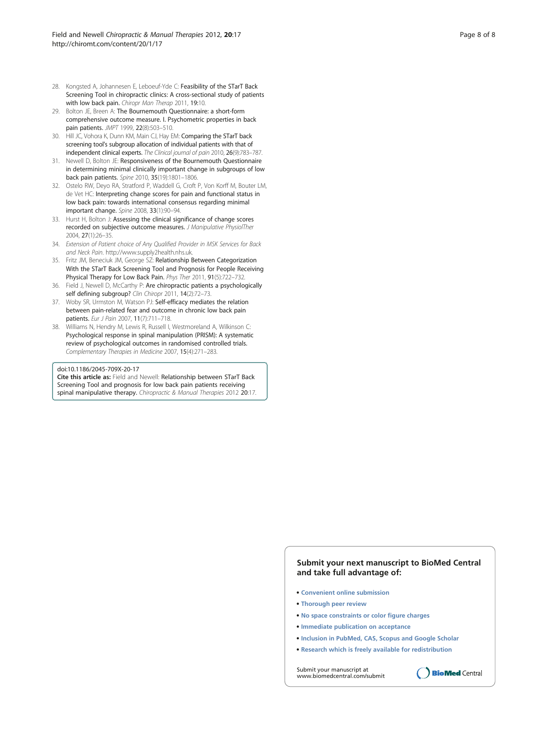28. Kongsted A, Johannesen E, Leboeuf-Yde C: **Feasibility of the STarT Back Screening Tool in chiropractic clinics: A cross-sectional study of patients with low back pain.** *Chiropr Man Therap* 2011, **19:**10.
29. Bolton JE, Breen A: **The Bournemouth Questionnaire: a short-form comprehensive outcome measure. I. Psychometric properties in back pain patients.** *JMPT* 1999, **22**(8):503–510.
30. Hill JC, Vohora K, Dunn KM, Main CJ, Hay EM: **Comparing the STarT back screening tool's subgroup allocation of individual patients with that of independent clinical experts.** *The Clinical journal of pain* 2010, **26**(9):783–787.
31. Newell D, Bolton JE: **Responsiveness of the Bournemouth Questionnaire in determining minimal clinically important change in subgroups of low back pain patients.** *Spine* 2010, **35**(19):1801–1806.
32. Ostelo RW, Deyo RA, Stratford P, Waddell G, Croft P, Von Korff M, Bouter LM, de Vet HC: **Interpreting change scores for pain and functional status in low back pain: towards international consensus regarding minimal important change.** *Spine* 2008, **33**(1):90–94.
33. Hurst H, Bolton J: **Assessing the clinical significance of change scores recorded on subjective outcome measures.** *J Manipulative PhysiolTher* 2004, **27**(1):26–35.
34. *Extension of Patient choice of Any Qualified Provider in MSK Services for Back and Neck Pain.* http://www.supply2health.nhs.uk.
35. Fritz JM, Beneciuk JM, George SZ: **Relationship Between Categorization With the STarT Back Screening Tool and Prognosis for People Receiving Physical Therapy for Low Back Pain.** *Phys Ther* 2011, **91**(5):722–732.
36. Field J, Newell D, McCarthy P: **Are chiropractic patients a psychologically self defining subgroup?** *Clin Chiropr* 2011, **14**(2):72–73.
37. Woby SR, Urmston M, Watson PJ: **Self-efficacy mediates the relation between pain-related fear and outcome in chronic low back pain patients.** *Eur J Pain* 2007, **11**(7):711–718.
38. Williams N, Hendry M, Lewis R, Russell I, Westmoreland A, Wilkinson C: **Psychological response in spinal manipulation (PRISM): A systematic review of psychological outcomes in randomised controlled trials.** *Complementary Therapies in Medicine* 2007, **15**(4):271–283.

doi:10.1186/2045-709X-20-17
**Cite this article as:** Field and Newell: **Relationship between STarT Back Screening Tool and prognosis for low back pain patients receiving spinal manipulative therapy.** *Chiropractic & Manual Therapies* 2012 **20**:17.

**Submit your next manuscript to BioMed Central and take full advantage of:**

- **Convenient online submission**
- **Thorough peer review**
- **No space constraints or color figure charges**
- **Immediate publication on acceptance**
- **Inclusion in PubMed, CAS, Scopus and Google Scholar**
- **Research which is freely available for redistribution**

Submit your manuscript at
www.biomedcentral.com/submit

BioMed Central